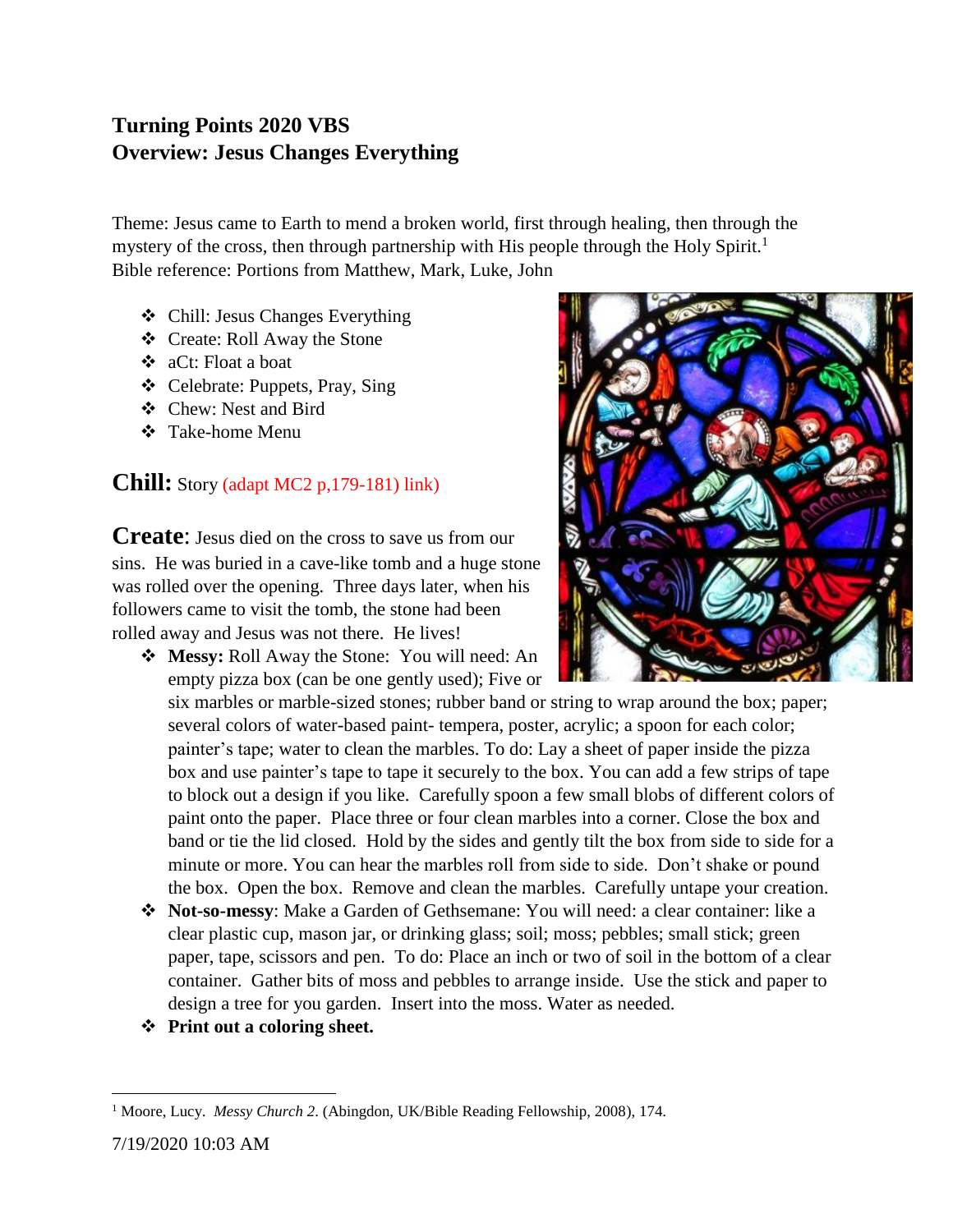# Turning Points 2020 VBS
# Overview: Jesus Changes Everything

Theme: Jesus came to Earth to mend a broken world, first through healing, then through the mystery of the cross, then through partnership with His people through the Holy Spirit.[1]
Bible reference: Portions from Matthew, Mark, Luke, John

- Chill: Jesus Changes Everything
- Create: Roll Away the Stone
- aCt: Float a boat
- Celebrate: Puppets, Pray, Sing
- Chew: Nest and Bird
- Take-home Menu

## Chill: Story (adapt MC2 p,179-181) link)

**Create**: Jesus died on the cross to save us from our sins. He was buried in a cave-like tomb and a huge stone was rolled over the opening. Three days later, when his followers came to visit the tomb, the stone had been rolled away and Jesus was not there. He lives!

- **Messy:** Roll Away the Stone: You will need: An empty pizza box (can be one gently used); Five or six marbles or marble-sized stones; rubber band or string to wrap around the box; paper; several colors of water-based paint- tempera, poster, acrylic; a spoon for each color; painter's tape; water to clean the marbles. To do: Lay a sheet of paper inside the pizza box and use painter's tape to tape it securely to the box. You can add a few strips of tape to block out a design if you like. Carefully spoon a few small blobs of different colors of paint onto the paper. Place three or four clean marbles into a corner. Close the box and band or tie the lid closed. Hold by the sides and gently tilt the box from side to side for a minute or more. You can hear the marbles roll from side to side. Don't shake or pound the box. Open the box. Remove and clean the marbles. Carefully untape your creation.
- **Not-so-messy**: Make a Garden of Gethsemane: You will need: a clear container: like a clear plastic cup, mason jar, or drinking glass; soil; moss; pebbles; small stick; green paper, tape, scissors and pen. To do: Place an inch or two of soil in the bottom of a clear container. Gather bits of moss and pebbles to arrange inside. Use the stick and paper to design a tree for you garden. Insert into the moss. Water as needed.
- **Print out a coloring sheet.**

---

[1] Moore, Lucy. *Messy Church 2*. (Abingdon, UK/Bible Reading Fellowship, 2008), 174.

7/19/2020 10:03 AM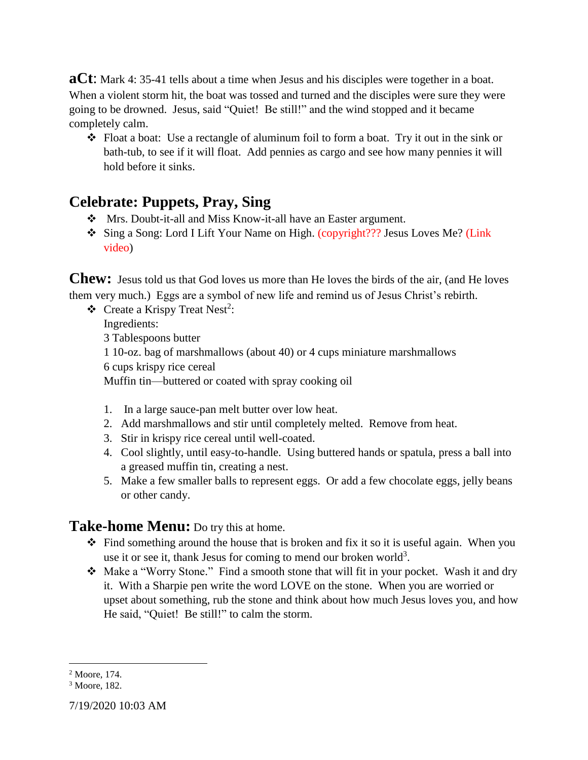**aCt**: Mark 4: 35-41 tells about a time when Jesus and his disciples were together in a boat. When a violent storm hit, the boat was tossed and turned and the disciples were sure they were going to be drowned. Jesus, said "Quiet! Be still!" and the wind stopped and it became completely calm.

- Float a boat: Use a rectangle of aluminum foil to form a boat. Try it out in the sink or bath-tub, to see if it will float. Add pennies as cargo and see how many pennies it will hold before it sinks.

## Celebrate: Puppets, Pray, Sing

- Mrs. Doubt-it-all and Miss Know-it-all have an Easter argument.
- Sing a Song: Lord I Lift Your Name on High. (copyright??? Jesus Loves Me? (Link video)

**Chew:** Jesus told us that God loves us more than He loves the birds of the air, (and He loves them very much.) Eggs are a symbol of new life and remind us of Jesus Christ's rebirth.

- Create a Krispy Treat Nest[2]:
  Ingredients:
  3 Tablespoons butter
  1 10-oz. bag of marshmallows (about 40) or 4 cups miniature marshmallows
  6 cups krispy rice cereal
  Muffin tin—buttered or coated with spray cooking oil

1. In a large sauce-pan melt butter over low heat.
2. Add marshmallows and stir until completely melted. Remove from heat.
3. Stir in krispy rice cereal until well-coated.
4. Cool slightly, until easy-to-handle. Using buttered hands or spatula, press a ball into a greased muffin tin, creating a nest.
5. Make a few smaller balls to represent eggs. Or add a few chocolate eggs, jelly beans or other candy.

## Take-home Menu: Do try this at home.

- Find something around the house that is broken and fix it so it is useful again. When you use it or see it, thank Jesus for coming to mend our broken world[3].
- Make a "Worry Stone." Find a smooth stone that will fit in your pocket. Wash it and dry it. With a Sharpie pen write the word LOVE on the stone. When you are worried or upset about something, rub the stone and think about how much Jesus loves you, and how He said, "Quiet! Be still!" to calm the storm.

---

[2] Moore, 174.
[3] Moore, 182.

7/19/2020 10:03 AM